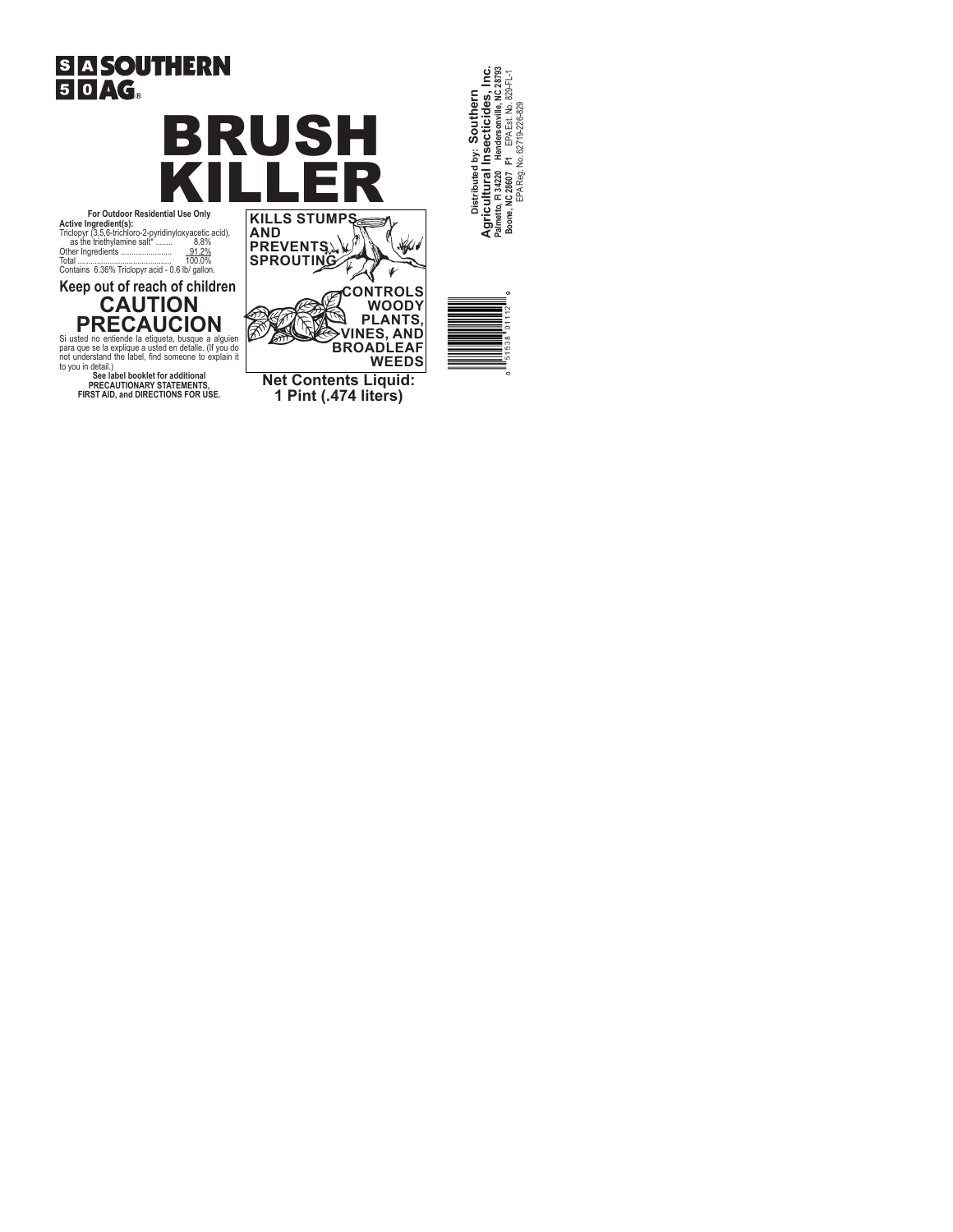SOUTHERN AG®

# BRUSH KILLER

**For Outdoor Residential Use Only**

**Active Ingredient(s):**

| | |
|---|---|
| Triclopyr (3,5,6-trichloro-2-pyridinyloxyacetic acid), as the triethylamine salt* | 8.8% |
| Other Ingredients | 91.2% |
| Total | 100.0% |

Contains 6.36% Triclopyr acid - 0.6 lb/ gallon.

## Keep out of reach of children

## CAUTION
## PRECAUCION

Si usted no entiende la etiqueta, busque a alguien para que se la explique a usted en detalle. (If you do not understand the label, find someone to explain it to you in detail.)

**See label booklet for additional PRECAUTIONARY STATEMENTS, FIRST AID, and DIRECTIONS FOR USE.**

**KILLS STUMPS AND PREVENTS SPROUTING**

**CONTROLS WOODY PLANTS, VINES, AND BROADLEAF WEEDS**

**Net Contents Liquid: 1 Pint (.474 liters)**

**Distributed by: Southern Agricultural Insecticides, Inc.**
**Palmetto, Fl 34220 Hendersonville, NC 28793**
**Boone, NC 28607 F1** EPA Est. No. 829-FL-1
EPA Reg. No. 62719-226-829

0 51538 01112 9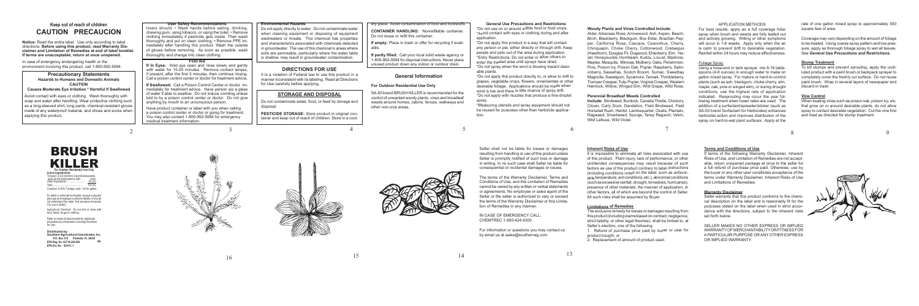## Keep out of reach of children

## CAUTION PRECAUCION

**Notice:** Read the entire label. Use only according to label directions. **Before using this product, read Warranty Disclaimer, Inherent Risks of Use, and Limitation of Remedies at end of label booklet. If terms are unacceptable, return at once unopened.**

In case of emergency endangering health or the environment involving this product, call 1-800-992-5994.

### Precautionary Statements

**Hazards to Humans and Domestic Animals**

**CAUTION**

**Causes Moderate Eye Irritation * Harmful If Swallowed**

Avoid contact with eyes or clothing. Wash thoroughly with soap and water after handling. Wear protective clothing such as a long-sleeved shirt, long pants, chemical-resistant gloves made of any waterproof material, and shoes and socks when applying this product.

**User Safety Recommendations**

Users should: • Wash hands before eating, drinking, chewing gum, using tobacco, or using the toilet. • Remove clothing immediately if pesticide gets inside. Then wash thoroughly and put on clean clothing. • Remove PPE immediately after handling this product. Wash the outside of gloves before removing. As soon as possible, wash thoroughly and change into clean clothing.

**First Aid**

**If In Eyes:** Hold eye open and rinse slowly and gently with water for 15-20 minutes. Remove contact lenses, if present, after the first 5 minutes, then continue rinsing. Call a poison control center or doctor for treatment advice.

**If Swallowed:** Call a Poison Control Center or doctor immediately for treatment advice. Have person sip a glass of water if able to swallow. Do not induce vomiting unless told to by a poison control center or doctor. Do not give anything by mouth to an unconscious person.

Have product container or label with you when calling a poison control center or doctor or going for treatment. You may also contact 1-800-992-5994 for emergency medical treatment information.

**Environmental Hazards**

Do not apply directly to water. Do not contaminate water when cleaning equipment or disposing of equipment washwaters or rinsate. This chemical has properties and characteristics associated with chemicals detected in groundwater. The use of this chemical in areas where soils are permeable, particularly where the water table is shallow, may result in groundwater contamination.

### DIRECTIONS FOR USE

It is a violation of Federal law to use this product in a manner inconsistent with its labeling. Read all Directions for Use carefully before applying.

### STORAGE AND DISPOSAL

Do not contaminate water, food, or feed by storage and disposal.

**PESTICIDE STORAGE:** Store product in original container and keep out of reach of children. Store in a cool, dry place. Avoid contamination of food and foodstuffs.

**CONTAINER HANDLING:** Nonrefillable container. Do not reuse or refill this container.

**If empty:** Place in trash or offer for recycling if available.

**If partly filled:** Call your local solid waste agency or 1-800-992-5994 for disposal instructions. Never place unused product down any indoor or outdoor drain.

### General Information

**For Outdoor Residential Use Only**

SA-50 brand BRUSH KILLER is recommended for the control of unwanted woody plants, vines and broadleaf weeds around homes, cabins, fences, walkways and other non-crop areas.

**General Use Precautions and Restrictions**

*Do not use on or around edible food or food crops.
*Avoid contact with eyes or clothing during and after application.
*Do not apply this product in a way that will contact any person or pet, either directly or through drift. Keep people and pets out of the area during application.
*Entry Restrictions: Do not enter or allow others to enter the treated area until sprays have dried.
*Do not spray when the wind is blowing toward desirable plants.
*Do not apply this product directly to, or allow to drift to grapes, vegetable crops, flowers, ornamentals or other desirable foliage. Applications should be made when wind is low and there is little chance of spray drift.
*Do not apply with nozzles that produce a fine-droplet spray.
*Measuring utensils and spray equipment should not be reused for purposes other than herbicide application.

**Woody Plants and Vines Controlled Include:**

Alder, Arkansas Rose, Arrowwood, Ash, Aspen, Beech, Birch, Blackberry, Blackgum, Box Elder, Brazilian Pepper, California Rose, Cascara, Ceanothus, Cherry, Chinquapin, Choke Cherry, Cottonwood, Crataegus (Hawthorn), Douglas Fir, Dogwood, Elderberry, Elm, Hazel, Honeysuckle, Hornbeam, Kudzu, Locust, Madrone, Maples, Mesquite, Mimosa, Mulberry, Oaks, Persimmon, Pine, Poison Ivy, Poison Oak, Poplar, Raspberry, Salmonberry, Sassafras, Scotch Broom, Sumac, Sweetbay Magnolia, Sweetgum, Sycamore, Tanoak, Thimbleberry, Trumpet Creeper, Tulip Poplar, Virginia Creeper, Western Hemlock, Willow, Winged Elm, Wild Grape, Wild Rose.

**Perennial Broadleaf Weeds Controlled**

**Include:** Bindweed, Burdock, Canada Thistle, Chickory, Clover, Curly Dock, Dandelion, Field Bindweed, Field Horsetail Rush, Henbit, Lambsquarter, Oxalis, Plantain, Ragweed, Smartweed, Spurge, Tansy Ragwort, Vetch, Wild Lettuce, Wild Violet.

**APPLICATION METHODS**

For best results, apply as a full coverage foliar spray when brush and weeds are fully leafed out and actively growing. Wilting or other symptoms will occur in 1-6 weeks. Apply only when the air is calm to prevent drift to desirable vegetation. Rainfall within 24 hours may reduce effectiveness.

**Foliage Spray**

Using a hose-end or tank sprayer, mix 8-16 tablespoons (4-8 ounces) in enough water to make on gallon mixed spray. For mature or hard-to-control plants (such as ash, blackgum, choke cherry, elm, maple, oak, pine or winged elm), or during drought conditions, use the highest rate of application indicated. Resprouting may occur the year following treatment when lower rates are used. The addition of a surfactant/spreader/sticker (such as SA-50 brand Surfactant for Herbicides) enhances herbicidal action and improves distribution of the spray on hard-to-wet plant surfaces. Apply at the rate of one gallon mixed spray to approximately 500 square feet of area.

Coverage may vary depending on the amount of foliage to be treated. Using coarse spray pattern and low pressure, apply as thorough foliage spray to wet all leaves. See **General Use Precautions and Restrictions.**

**Stump Treatment**

To kill stumps and prevent sprouting, apply the undiluted product with a paint brush or backpack sprayer to completely cover the freshly cut surface. Do not reuse paint brush. Wrap in several layers of newspaper and discard in trash.

**Vine Control**

When treating vines such as poison oak, poison ivy, etc. that grow on or around desirable plants, do not allow spray to contact desirable vegetation. Cut the vine first and treat as directed for stump treatment.

# BRUSH KILLER

**For Outdoor Residential Use Only**

**Active Ingredient(s):**

| | |
|---|---|
| Triclopyr (3,5,6-trichloro-2-pyridinyloxyacetic acid) as the triethylamine salt* | 8.8% |
| Other Ingredients | 91.2% |
| Total | 100.0% |

Contains 6.35% Triclopyr acid - 0.6 lb/ gallon.

Si usted no entiende la etiqueta, busque a alguien para que se la explique a usted en detalle. (If you do not understand the label, find someone to explain it to you in detail.)

Agricultural Chemical: Do not ship or store with food, feeds, drugs or clothing.

Refer to inside of label booklet for additional precautionary information including Directions for Use.

**Distributed by:**
**Southern Agricultural Insecticides, Inc.**
**P.O. Box 218 Palmetto, FL 34220**
**EPA Reg. No. 62719-226-829** B4
**EPA Est. No. 829-FL-1**

Seller shall not be liable for losses or damages resulting from handling or use of this product unless Seller is promptly notified of such loss or damage in writing. In no such case shall Seller be liable for consequential or incidental damages or losses.

The terms of the Warranty Disclaimer, Terms and Conditions of Use, and this Limitation of Remedies cannot be varied by any written or verbal statements or agreements. No employee or sales agent of the Seller or the seller is authorized to vary or exceed the terms of the Warranty Disclaimer or this Limitation of Remedies in any manner.

IN CASE OF EMERGENCY CALL:
CHEMTREC 1-800-424-9300

For information or questions you may contact us by email us at sales@southernag.com

**Inherent Risks of Use**

It is impossible to eliminate all risks associated with use of this product. Plant injury, lack of performance, or other unintended consequences may result because of such factors as use of the product contrary to label instructions (including conditions noted on the label, such as unfavorable temperature, soil conditions, etc.), abnormal conditions (such as excessive rainfall, drought, tornadoes, hurricanes), presence of other materials, the manner of application, or other factors, all of which are beyond the control of Seller. All such risks shall be assumed by Buyer.

**Limitations of Remedies**

The exclusive remedy for losses or damages resulting from this product (including claims based on contract, negligence, strict liability, or other legal theories), shall be limited to, at Seller's election, one of the following:
1. Refund of purchase price paid by buyer or user for product bought, or
2. Replacement of amount of product used.

**Terms and Conditions of Use**

If terms of the following Warranty Disclaimer, Inherent Risks of Use, and Limitation of Remedies are not acceptable, return unopened package at once to the seller for a full refund of purchase price paid. Otherwise, use by the buyer or any other user constitutes acceptance of the terms under Warranty Disclaimer, Inherent Risks of Use and Limitations of Remedies.

**Warranty Disclaimer**

Seller warrants that this product conforms to the chemical description on the label and is reasonably fit for the purposes stated on the label when used in strict accordance with the directions, subject to the inherent risks set forth below.

SELLER MAKES NO OTHER EXPRESS OR IMPLIED WARRANTY OF MERCHANTABILITY OR FITNESS FOR A PARTICULAR PURPOSE OR ANY OTHER EXPRESS OR IMPLIED WARRANTY.